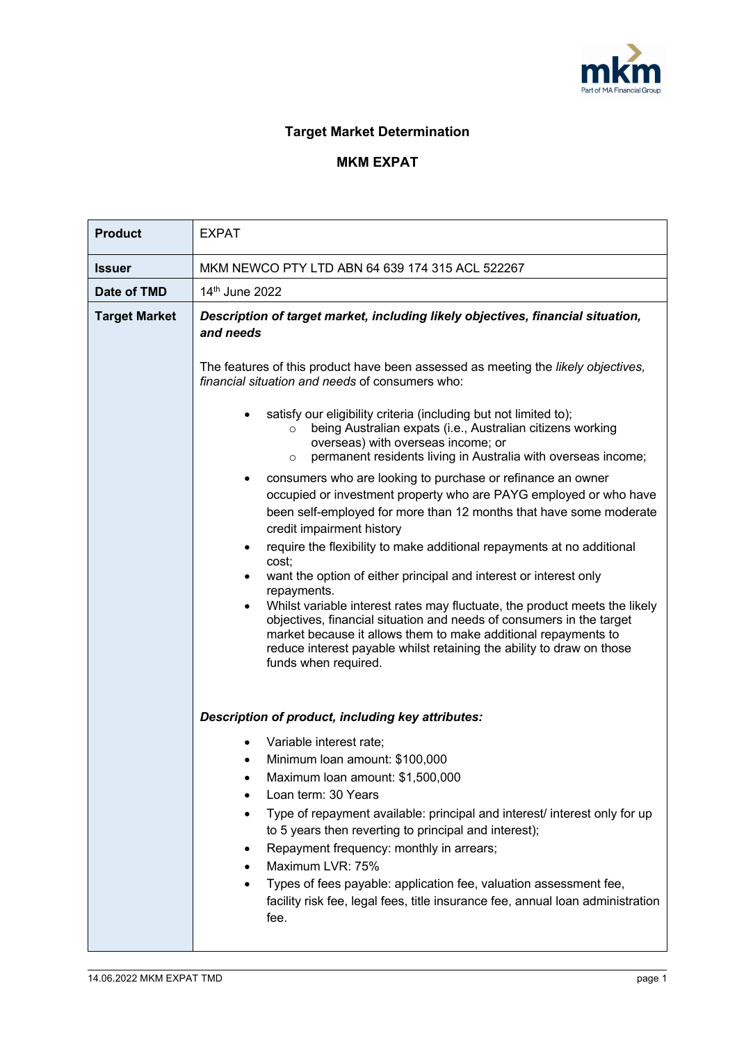# Target Market Determination

## MKM EXPAT

| | |
|---|---|
| **Product** | EXPAT |
| **Issuer** | MKM NEWCO PTY LTD ABN 64 639 174 315 ACL 522267 |
| **Date of TMD** | 14th June 2022 |
| **Target Market** | ***Description of target market, including likely objectives, financial situation, and needs***<br><br>The features of this product have been assessed as meeting the *likely objectives, financial situation and needs* of consumers who:<br><br>• satisfy our eligibility criteria (including but not limited to);<br>  ○ being Australian expats (i.e., Australian citizens working overseas) with overseas income; or<br>  ○ permanent residents living in Australia with overseas income;<br>• consumers who are looking to purchase or refinance an owner occupied or investment property who are PAYG employed or who have been self-employed for more than 12 months that have some moderate credit impairment history<br>• require the flexibility to make additional repayments at no additional cost;<br>• want the option of either principal and interest or interest only repayments.<br>• Whilst variable interest rates may fluctuate, the product meets the likely objectives, financial situation and needs of consumers in the target market because it allows them to make additional repayments to reduce interest payable whilst retaining the ability to draw on those funds when required.<br><br>***Description of product, including key attributes:***<br><br>• Variable interest rate;<br>• Minimum loan amount: $100,000<br>• Maximum loan amount: $1,500,000<br>• Loan term: 30 Years<br>• Type of repayment available: principal and interest/ interest only for up to 5 years then reverting to principal and interest);<br>• Repayment frequency: monthly in arrears;<br>• Maximum LVR: 75%<br>• Types of fees payable: application fee, valuation assessment fee, facility risk fee, legal fees, title insurance fee, annual loan administration fee. |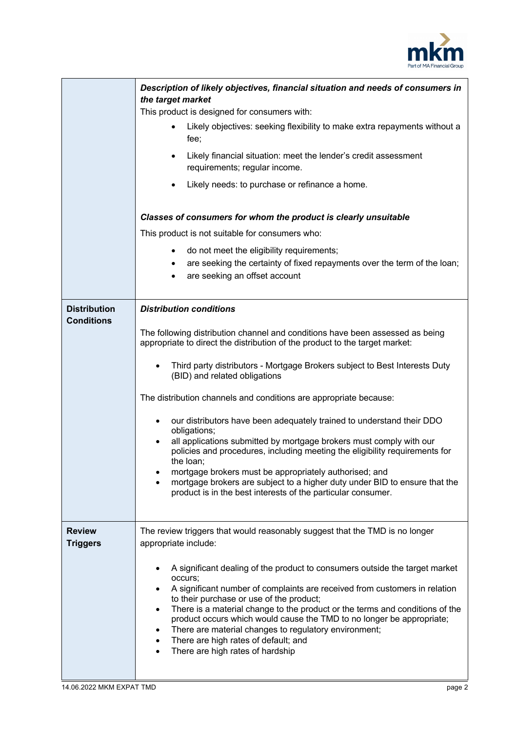| | |
|---|---|
| | ***Description of likely objectives, financial situation and needs of consumers in the target market***<br>This product is designed for consumers with:<br>• Likely objectives: seeking flexibility to make extra repayments without a fee;<br>• Likely financial situation: meet the lender's credit assessment requirements; regular income.<br>• Likely needs: to purchase or refinance a home.<br><br>***Classes of consumers for whom the product is clearly unsuitable***<br>This product is not suitable for consumers who:<br>• do not meet the eligibility requirements;<br>• are seeking the certainty of fixed repayments over the term of the loan;<br>• are seeking an offset account |
| **Distribution Conditions** | ***Distribution conditions***<br><br>The following distribution channel and conditions have been assessed as being appropriate to direct the distribution of the product to the target market:<br><br>• Third party distributors - Mortgage Brokers subject to Best Interests Duty (BID) and related obligations<br><br>The distribution channels and conditions are appropriate because:<br><br>• our distributors have been adequately trained to understand their DDO obligations;<br>• all applications submitted by mortgage brokers must comply with our policies and procedures, including meeting the eligibility requirements for the loan;<br>• mortgage brokers must be appropriately authorised; and<br>• mortgage brokers are subject to a higher duty under BID to ensure that the product is in the best interests of the particular consumer. |
| **Review Triggers** | The review triggers that would reasonably suggest that the TMD is no longer appropriate include:<br><br>• A significant dealing of the product to consumers outside the target market occurs;<br>• A significant number of complaints are received from customers in relation to their purchase or use of the product;<br>• There is a material change to the product or the terms and conditions of the product occurs which would cause the TMD to no longer be appropriate;<br>• There are material changes to regulatory environment;<br>• There are high rates of default; and<br>• There are high rates of hardship |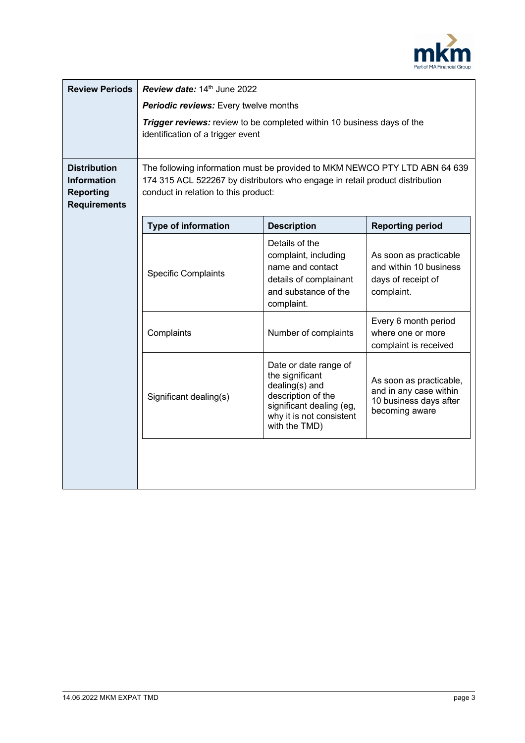| | |
|---|---|
| **Review Periods** | ***Review date:*** 14th June 2022<br>***Periodic reviews:*** Every twelve months<br>***Trigger reviews:*** review to be completed within 10 business days of the identification of a trigger event |
| **Distribution Information Reporting Requirements** | The following information must be provided to MKM NEWCO PTY LTD ABN 64 639 174 315 ACL 522267 by distributors who engage in retail product distribution conduct in relation to this product: |

| Type of information | Description | Reporting period |
|---|---|---|
| Specific Complaints | Details of the complaint, including name and contact details of complainant and substance of the complaint. | As soon as practicable and within 10 business days of receipt of complaint. |
| Complaints | Number of complaints | Every 6 month period where one or more complaint is received |
| Significant dealing(s) | Date or date range of the significant dealing(s) and description of the significant dealing (eg, why it is not consistent with the TMD) | As soon as practicable, and in any case within 10 business days after becoming aware |